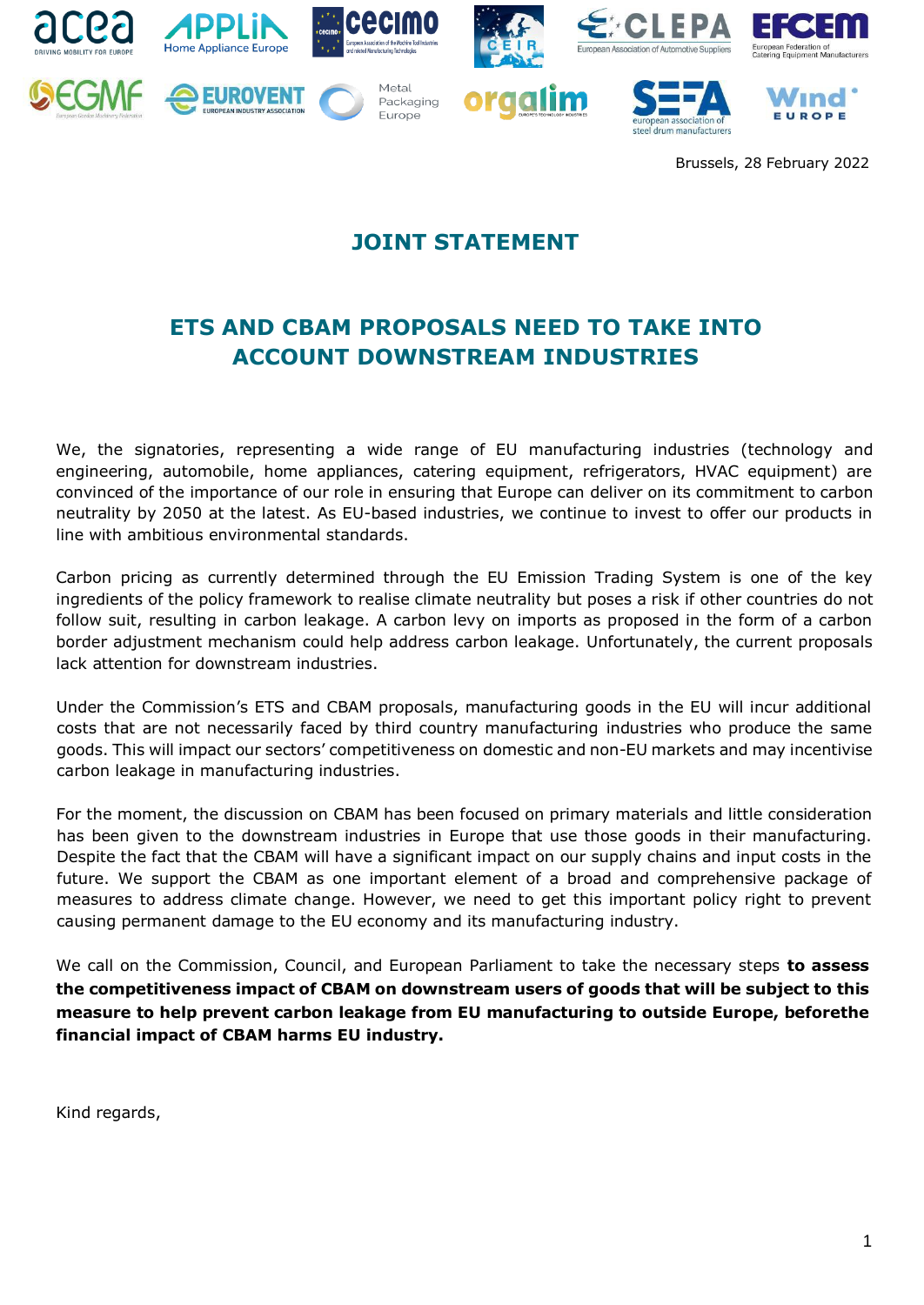Brussels, 28 February 2022

# JOINT STATEMENT

## ETS AND CBAM PROPOSALS NEED TO TAKE INTO ACCOUNT DOWNSTREAM INDUSTRIES

We, the signatories, representing a wide range of EU manufacturing industries (technology and engineering, automobile, home appliances, catering equipment, refrigerators, HVAC equipment) are convinced of the importance of our role in ensuring that Europe can deliver on its commitment to carbon neutrality by 2050 at the latest. As EU-based industries, we continue to invest to offer our products in line with ambitious environmental standards.

Carbon pricing as currently determined through the EU Emission Trading System is one of the key ingredients of the policy framework to realise climate neutrality but poses a risk if other countries do not follow suit, resulting in carbon leakage. A carbon levy on imports as proposed in the form of a carbon border adjustment mechanism could help address carbon leakage. Unfortunately, the current proposals lack attention for downstream industries.

Under the Commission's ETS and CBAM proposals, manufacturing goods in the EU will incur additional costs that are not necessarily faced by third country manufacturing industries who produce the same goods. This will impact our sectors' competitiveness on domestic and non-EU markets and may incentivise carbon leakage in manufacturing industries.

For the moment, the discussion on CBAM has been focused on primary materials and little consideration has been given to the downstream industries in Europe that use those goods in their manufacturing. Despite the fact that the CBAM will have a significant impact on our supply chains and input costs in the future. We support the CBAM as one important element of a broad and comprehensive package of measures to address climate change. However, we need to get this important policy right to prevent causing permanent damage to the EU economy and its manufacturing industry.

We call on the Commission, Council, and European Parliament to take the necessary steps **to assess the competitiveness impact of CBAM on downstream users of goods that will be subject to this measure to help prevent carbon leakage from EU manufacturing to outside Europe, beforethe financial impact of CBAM harms EU industry.**

Kind regards,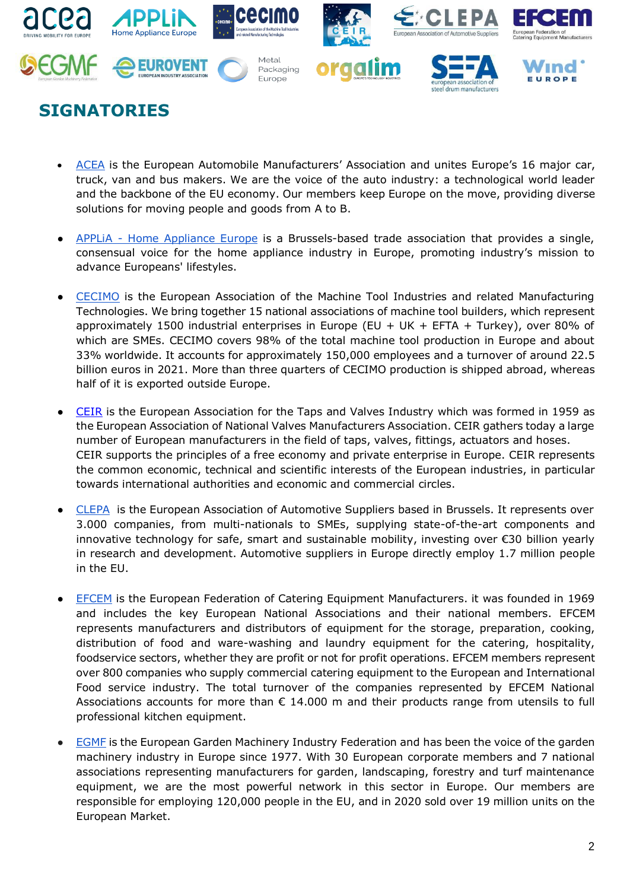## SIGNATORIES

- ACEA is the European Automobile Manufacturers' Association and unites Europe's 16 major car, truck, van and bus makers. We are the voice of the auto industry: a technological world leader and the backbone of the EU economy. Our members keep Europe on the move, providing diverse solutions for moving people and goods from A to B.

- APPLiA - Home Appliance Europe is a Brussels-based trade association that provides a single, consensual voice for the home appliance industry in Europe, promoting industry's mission to advance Europeans' lifestyles.

- CECIMO is the European Association of the Machine Tool Industries and related Manufacturing Technologies. We bring together 15 national associations of machine tool builders, which represent approximately 1500 industrial enterprises in Europe (EU + UK + EFTA + Turkey), over 80% of which are SMEs. CECIMO covers 98% of the total machine tool production in Europe and about 33% worldwide. It accounts for approximately 150,000 employees and a turnover of around 22.5 billion euros in 2021. More than three quarters of CECIMO production is shipped abroad, whereas half of it is exported outside Europe.

- CEIR is the European Association for the Taps and Valves Industry which was formed in 1959 as the European Association of National Valves Manufacturers Association. CEIR gathers today a large number of European manufacturers in the field of taps, valves, fittings, actuators and hoses. CEIR supports the principles of a free economy and private enterprise in Europe. CEIR represents the common economic, technical and scientific interests of the European industries, in particular towards international authorities and economic and commercial circles.

- CLEPA is the European Association of Automotive Suppliers based in Brussels. It represents over 3.000 companies, from multi-nationals to SMEs, supplying state-of-the-art components and innovative technology for safe, smart and sustainable mobility, investing over €30 billion yearly in research and development. Automotive suppliers in Europe directly employ 1.7 million people in the EU.

- EFCEM is the European Federation of Catering Equipment Manufacturers. it was founded in 1969 and includes the key European National Associations and their national members. EFCEM represents manufacturers and distributors of equipment for the storage, preparation, cooking, distribution of food and ware-washing and laundry equipment for the catering, hospitality, foodservice sectors, whether they are profit or not for profit operations. EFCEM members represent over 800 companies who supply commercial catering equipment to the European and International Food service industry. The total turnover of the companies represented by EFCEM National Associations accounts for more than € 14.000 m and their products range from utensils to full professional kitchen equipment.

- EGMF is the European Garden Machinery Industry Federation and has been the voice of the garden machinery industry in Europe since 1977. With 30 European corporate members and 7 national associations representing manufacturers for garden, landscaping, forestry and turf maintenance equipment, we are the most powerful network in this sector in Europe. Our members are responsible for employing 120,000 people in the EU, and in 2020 sold over 19 million units on the European Market.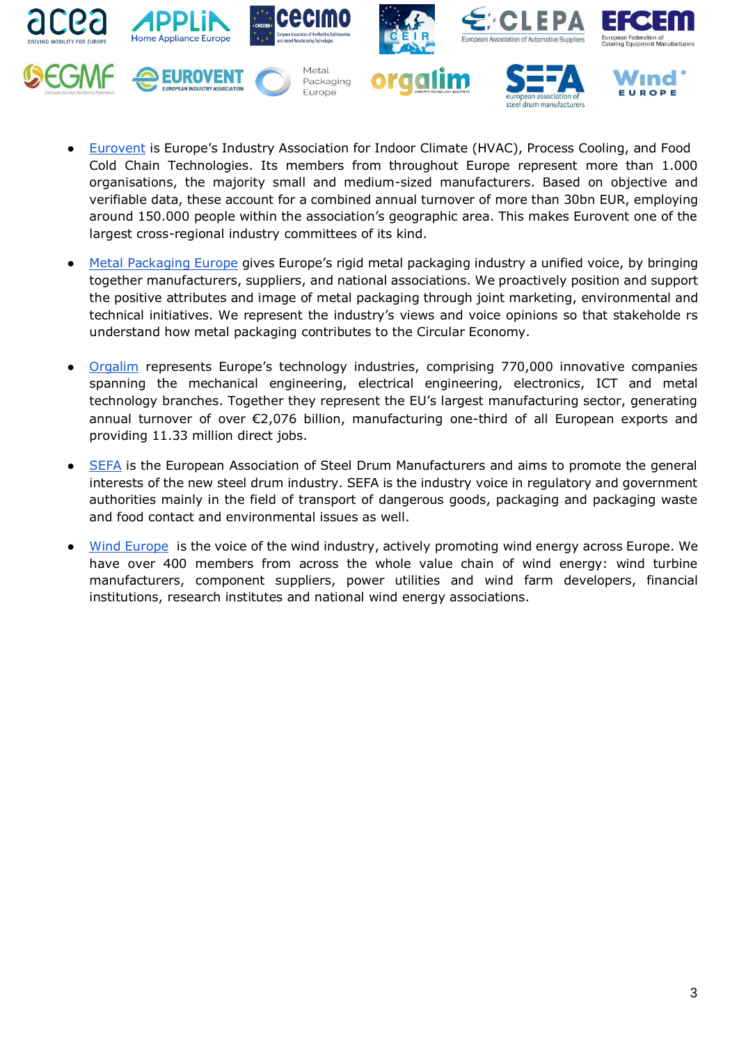- Eurovent is Europe's Industry Association for Indoor Climate (HVAC), Process Cooling, and Food Cold Chain Technologies. Its members from throughout Europe represent more than 1.000 organisations, the majority small and medium-sized manufacturers. Based on objective and verifiable data, these account for a combined annual turnover of more than 30bn EUR, employing around 150.000 people within the association's geographic area. This makes Eurovent one of the largest cross-regional industry committees of its kind.

- Metal Packaging Europe gives Europe's rigid metal packaging industry a unified voice, by bringing together manufacturers, suppliers, and national associations. We proactively position and support the positive attributes and image of metal packaging through joint marketing, environmental and technical initiatives. We represent the industry's views and voice opinions so that stakeholde rs understand how metal packaging contributes to the Circular Economy.

- Orgalim represents Europe's technology industries, comprising 770,000 innovative companies spanning the mechanical engineering, electrical engineering, electronics, ICT and metal technology branches. Together they represent the EU's largest manufacturing sector, generating annual turnover of over €2,076 billion, manufacturing one-third of all European exports and providing 11.33 million direct jobs.

- SEFA is the European Association of Steel Drum Manufacturers and aims to promote the general interests of the new steel drum industry. SEFA is the industry voice in regulatory and government authorities mainly in the field of transport of dangerous goods, packaging and packaging waste and food contact and environmental issues as well.

- Wind Europe is the voice of the wind industry, actively promoting wind energy across Europe. We have over 400 members from across the whole value chain of wind energy: wind turbine manufacturers, component suppliers, power utilities and wind farm developers, financial institutions, research institutes and national wind energy associations.